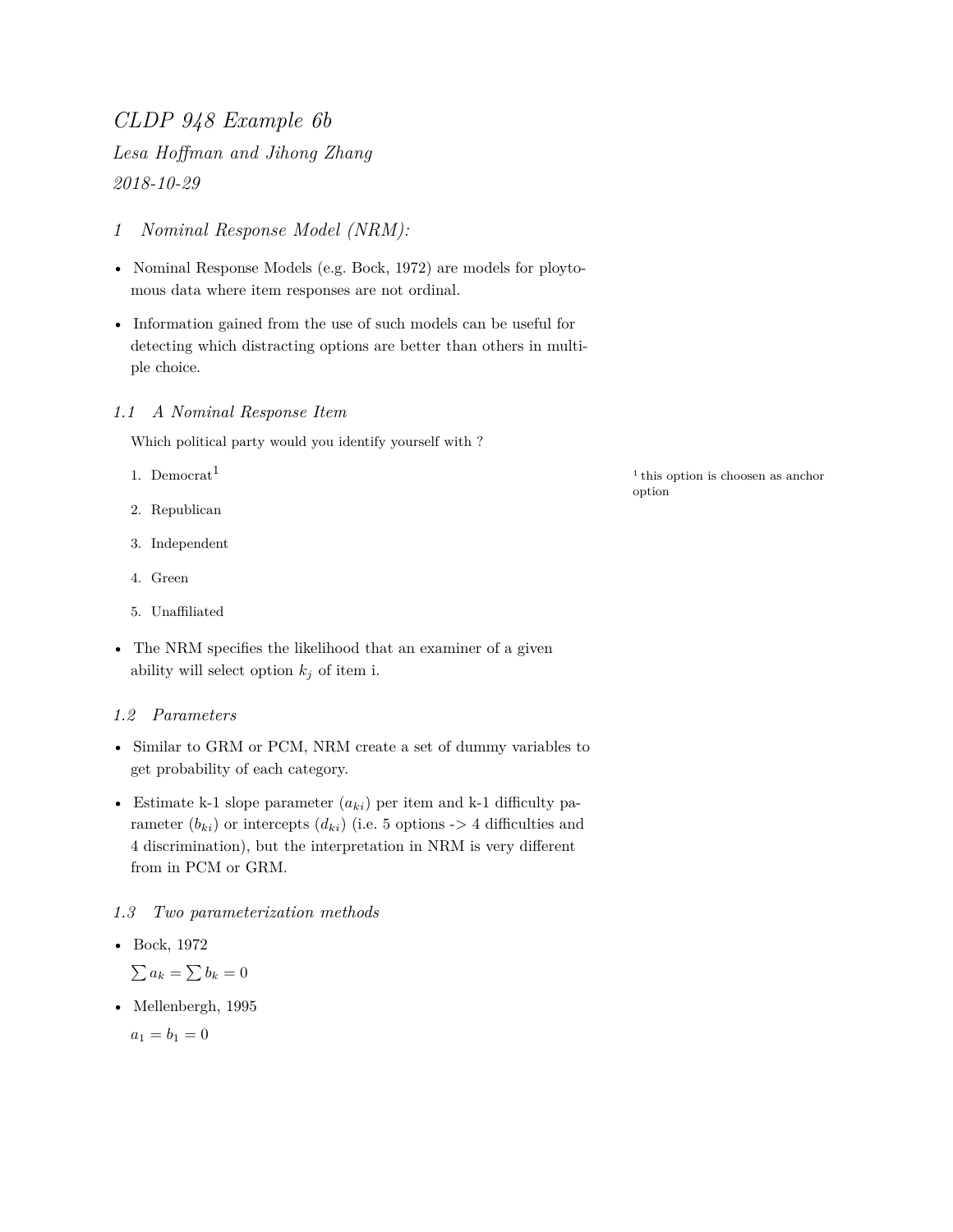# *CLDP 948 Example 6b*

*Lesa Hoffman and Jihong Zhang*

*2018-10-29*

## 1 Nominal Response Model (NRM):

- Nominal Response Models (e.g. Bock, 1972) are models for ploytomous data where item responses are not ordinal.
- Information gained from the use of such models can be useful for detecting which distracting options are better than others in multiple choice.

### 1.1 A Nominal Response Item

Which political party would you identify yourself with ?

1. Democrat[1]
2. Republican
3. Independent
4. Green
5. Unaffiliated

[1] this option is choosen as anchor option

- The NRM specifies the likelihood that an examiner of a given ability will select option $k_j$ of item i.

### 1.2 Parameters

- Similar to GRM or PCM, NRM create a set of dummy variables to get probability of each category.
- Estimate k-1 slope parameter ($a_{ki}$) per item and k-1 difficulty parameter ($b_{ki}$) or intercepts ($d_{ki}$) (i.e. 5 options -> 4 difficulties and 4 discrimination), but the interpretation in NRM is very different from in PCM or GRM.

### 1.3 Two parameterization methods

- Bock, 1972

  $\sum a_k = \sum b_k = 0$

- Mellenbergh, 1995

  $a_1 = b_1 = 0$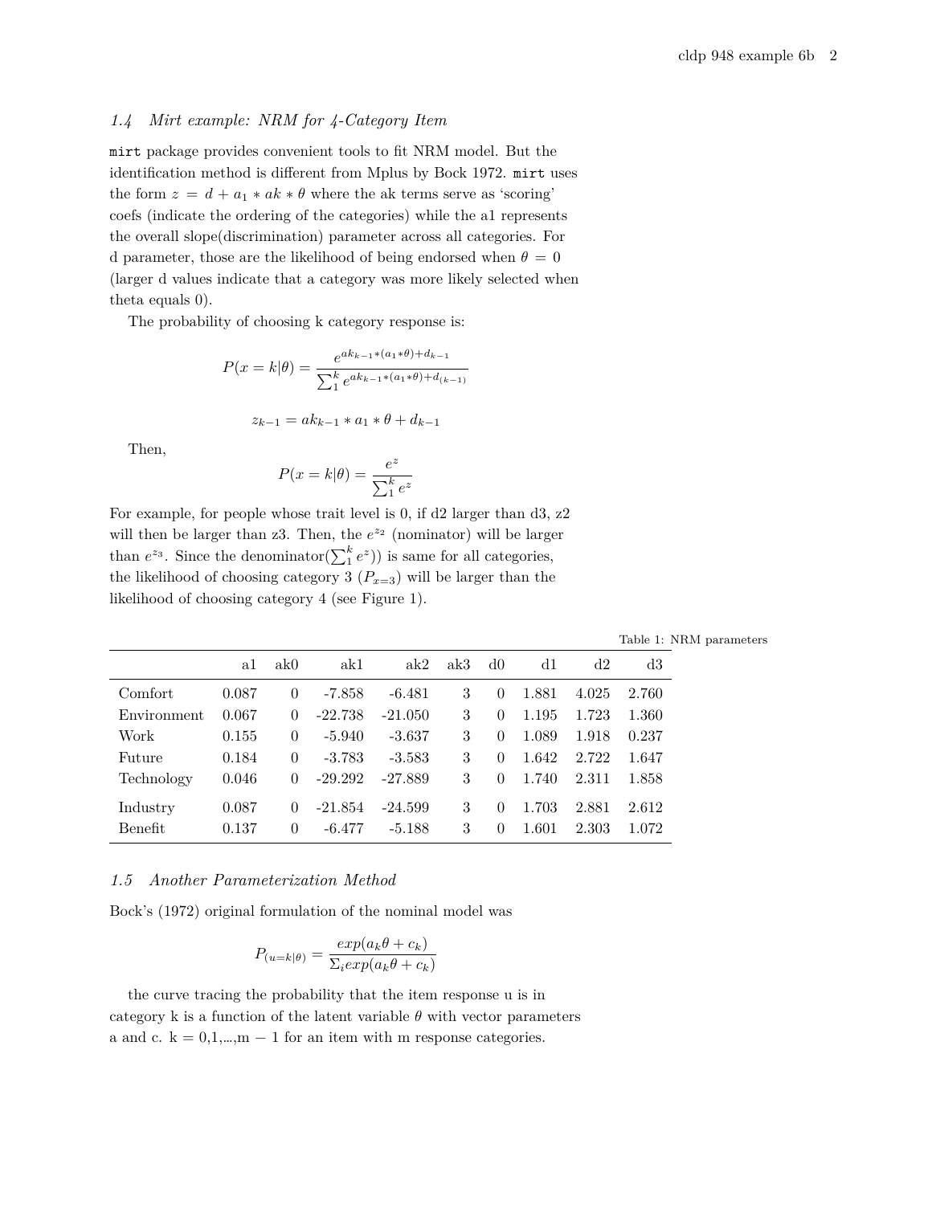### 1.4 Mirt example: NRM for 4-Category Item

`mirt` package provides convenient tools to fit NRM model. But the identification method is different from Mplus by Bock 1972. `mirt` uses the form $z = d + a_1 * ak * \theta$ where the ak terms serve as 'scoring' coefs (indicate the ordering of the categories) while the a1 represents the overall slope(discrimination) parameter across all categories. For d parameter, those are the likelihood of being endorsed when $\theta = 0$ (larger d values indicate that a category was more likely selected when theta equals 0).

The probability of choosing k category response is:

$$P(x = k|\theta) = \frac{e^{ak_{k-1}*(a_1*\theta)+d_{k-1}}}{\sum_1^k e^{ak_{k-1}*(a_1*\theta)+d_{(k-1)}}}$$

$$z_{k-1} = ak_{k-1} * a_1 * \theta + d_{k-1}$$

Then,

$$P(x = k|\theta) = \frac{e^z}{\sum_1^k e^z}$$

For example, for people whose trait level is 0, if d2 larger than d3, z2 will then be larger than z3. Then, the $e^{z_2}$ (nominator) will be larger than $e^{z_3}$. Since the denominator($\sum_1^k e^z$)) is same for all categories, the likelihood of choosing category 3 ($P_{x=3}$) will be larger than the likelihood of choosing category 4 (see Figure 1).

Table 1: NRM parameters

| | a1 | ak0 | ak1 | ak2 | ak3 | d0 | d1 | d2 | d3 |
|---|---|---|---|---|---|---|---|---|---|
| Comfort | 0.087 | 0 | -7.858 | -6.481 | 3 | 0 | 1.881 | 4.025 | 2.760 |
| Environment | 0.067 | 0 | -22.738 | -21.050 | 3 | 0 | 1.195 | 1.723 | 1.360 |
| Work | 0.155 | 0 | -5.940 | -3.637 | 3 | 0 | 1.089 | 1.918 | 0.237 |
| Future | 0.184 | 0 | -3.783 | -3.583 | 3 | 0 | 1.642 | 2.722 | 1.647 |
| Technology | 0.046 | 0 | -29.292 | -27.889 | 3 | 0 | 1.740 | 2.311 | 1.858 |
| Industry | 0.087 | 0 | -21.854 | -24.599 | 3 | 0 | 1.703 | 2.881 | 2.612 |
| Benefit | 0.137 | 0 | -6.477 | -5.188 | 3 | 0 | 1.601 | 2.303 | 1.072 |

### 1.5 Another Parameterization Method

Bock's (1972) original formulation of the nominal model was

$$P_{(u=k|\theta)} = \frac{exp(a_k\theta + c_k)}{\Sigma_i exp(a_k\theta + c_k)}$$

the curve tracing the probability that the item response u is in category k is a function of the latent variable $\theta$ with vector parameters a and c. k = 0,1,...,m − 1 for an item with m response categories.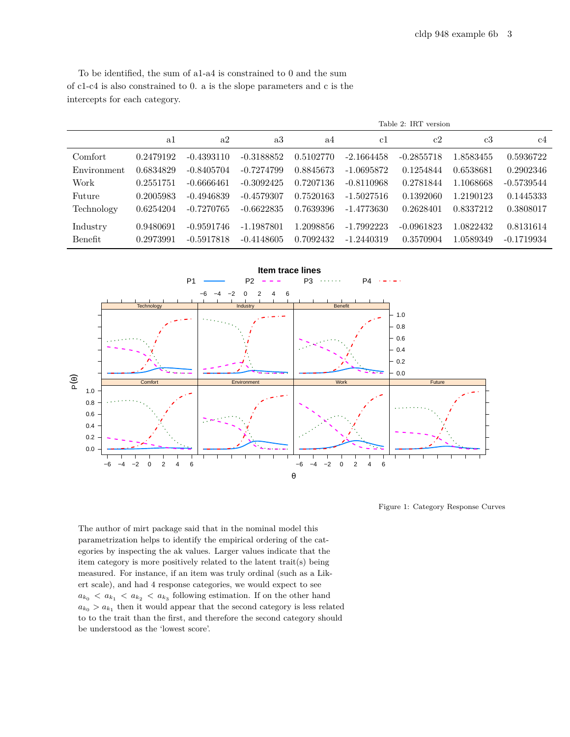To be identified, the sum of a1-a4 is constrained to 0 and the sum of c1-c4 is also constrained to 0. a is the slope parameters and c is the intercepts for each category.

Table 2: IRT version

| | a1 | a2 | a3 | a4 | c1 | c2 | c3 | c4 |
|---|---|---|---|---|---|---|---|---|
| Comfort | 0.2479192 | -0.4393110 | -0.3188852 | 0.5102770 | -2.1664458 | -0.2855718 | 1.8583455 | 0.5936722 |
| Environment | 0.6834829 | -0.8405704 | -0.7274799 | 0.8845673 | -1.0695872 | 0.1254844 | 0.6538681 | 0.2902346 |
| Work | 0.2551751 | -0.6666461 | -0.3092425 | 0.7207136 | -0.8110968 | 0.2781844 | 1.1068668 | -0.5739544 |
| Future | 0.2005983 | -0.4946839 | -0.4579307 | 0.7520163 | -1.5027516 | 0.1392060 | 1.2190123 | 0.1445333 |
| Technology | 0.6254204 | -0.7270765 | -0.6622835 | 0.7639396 | -1.4773630 | 0.2628401 | 0.8337212 | 0.3808017 |
| Industry | 0.9480691 | -0.9591746 | -1.1987801 | 1.2098856 | -1.7992223 | -0.0961823 | 1.0822432 | 0.8131614 |
| Benefit | 0.2973991 | -0.5917818 | -0.4148605 | 0.7092432 | -1.2440319 | 0.3570904 | 1.0589349 | -0.1719934 |

Figure 1: Category Response Curves

The author of mirt package said that in the nominal model this parametrization helps to identify the empirical ordering of the categories by inspecting the ak values. Larger values indicate that the item category is more positively related to the latent trait(s) being measured. For instance, if an item was truly ordinal (such as a Likert scale), and had 4 response categories, we would expect to see $a_{k_0} < a_{k_1} < a_{k_2} < a_{k_3}$ following estimation. If on the other hand $a_{k_0} > a_{k_1}$ then it would appear that the second category is less related to to the trait than the first, and therefore the second category should be understood as the 'lowest score'.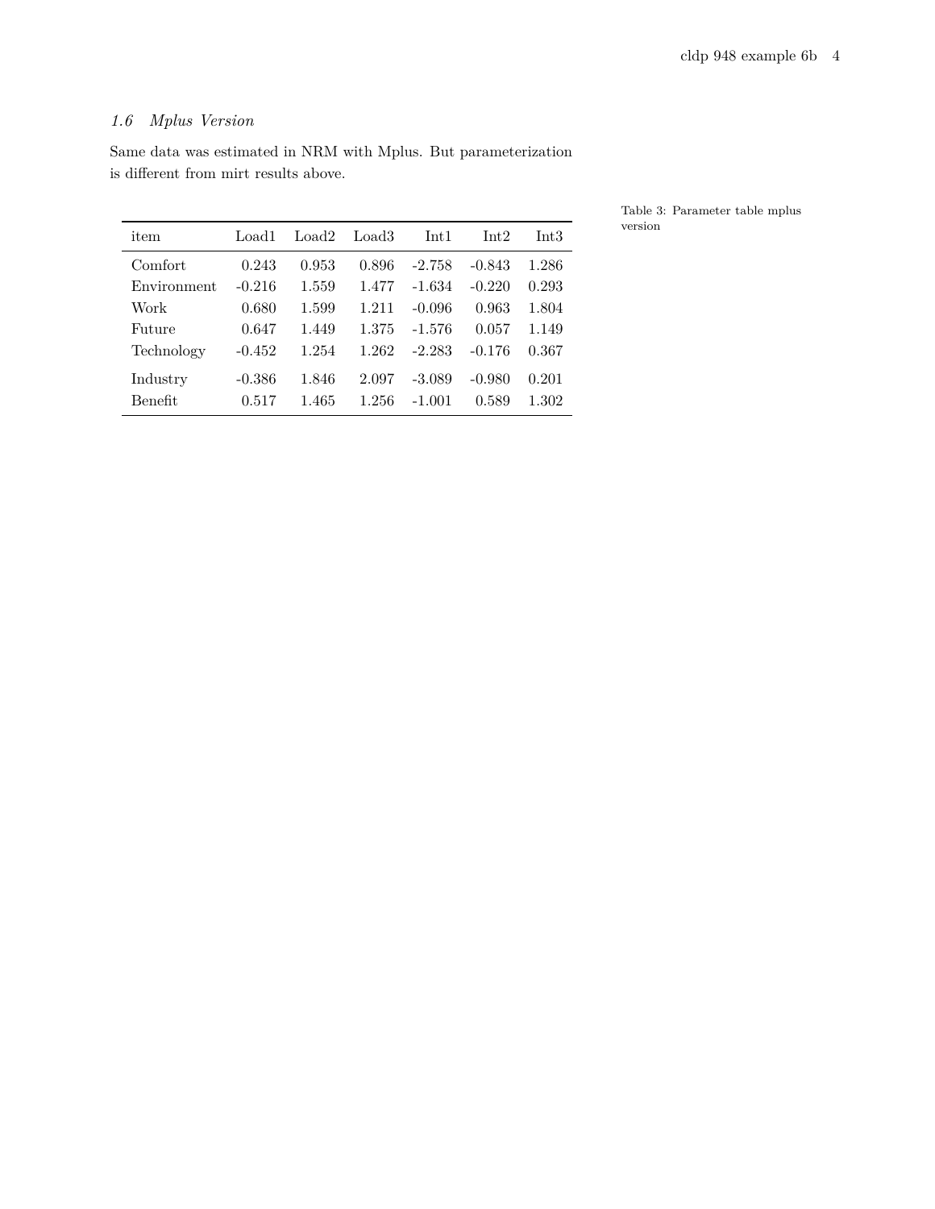### *1.6 Mplus Version*

Same data was estimated in NRM with Mplus. But parameterization is different from mirt results above.

Table 3: Parameter table mplus version

| item | Load1 | Load2 | Load3 | Int1 | Int2 | Int3 |
|---|---|---|---|---|---|---|
| Comfort | 0.243 | 0.953 | 0.896 | -2.758 | -0.843 | 1.286 |
| Environment | -0.216 | 1.559 | 1.477 | -1.634 | -0.220 | 0.293 |
| Work | 0.680 | 1.599 | 1.211 | -0.096 | 0.963 | 1.804 |
| Future | 0.647 | 1.449 | 1.375 | -1.576 | 0.057 | 1.149 |
| Technology | -0.452 | 1.254 | 1.262 | -2.283 | -0.176 | 0.367 |
| Industry | -0.386 | 1.846 | 2.097 | -3.089 | -0.980 | 0.201 |
| Benefit | 0.517 | 1.465 | 1.256 | -1.001 | 0.589 | 1.302 |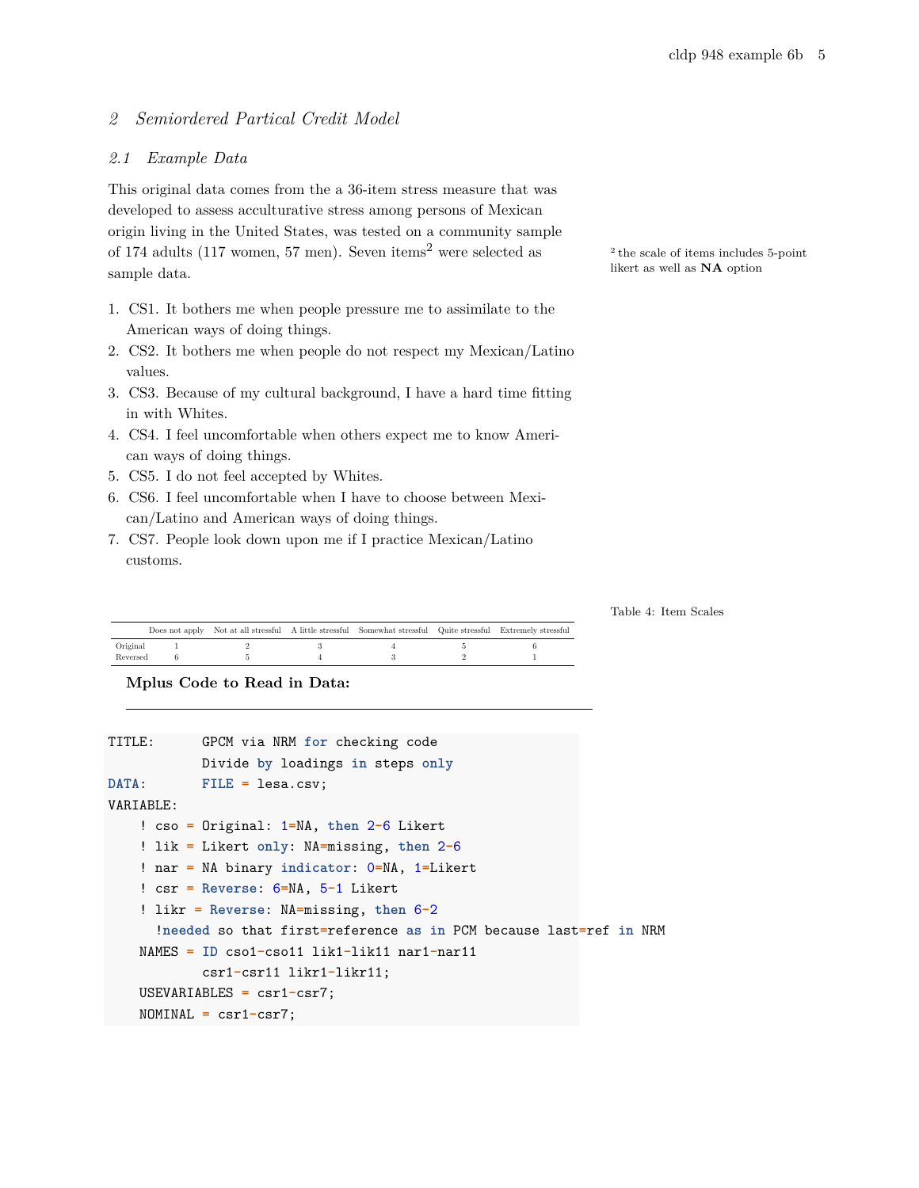## 2 Semiordered Partical Credit Model

### 2.1 Example Data

This original data comes from the a 36-item stress measure that was developed to assess acculturative stress among persons of Mexican origin living in the United States, was tested on a community sample of 174 adults (117 women, 57 men). Seven items[2] were selected as sample data.

[2] the scale of items includes 5-point likert as well as **NA** option

1. CS1. It bothers me when people pressure me to assimilate to the American ways of doing things.
2. CS2. It bothers me when people do not respect my Mexican/Latino values.
3. CS3. Because of my cultural background, I have a hard time fitting in with Whites.
4. CS4. I feel uncomfortable when others expect me to know American ways of doing things.
5. CS5. I do not feel accepted by Whites.
6. CS6. I feel uncomfortable when I have to choose between Mexican/Latino and American ways of doing things.
7. CS7. People look down upon me if I practice Mexican/Latino customs.

Table 4: Item Scales

| | Does not apply | Not at all stressful | A little stressful | Somewhat stressful | Quite stressful | Extremely stressful |
|---|---|---|---|---|---|---|
| Original | 1 | 2 | 3 | 4 | 5 | 6 |
| Reversed | 6 | 5 | 4 | 3 | 2 | 1 |

**Mplus Code to Read in Data:**

```
TITLE:      GPCM via NRM for checking code
            Divide by loadings in steps only
DATA:       FILE = lesa.csv;
VARIABLE:
    ! cso = Original: 1=NA, then 2-6 Likert
    ! lik = Likert only: NA=missing, then 2-6
    ! nar = NA binary indicator: 0=NA, 1=Likert
    ! csr = Reverse: 6=NA, 5-1 Likert
    ! likr = Reverse: NA=missing, then 6-2
      !needed so that first=reference as in PCM because last=ref in NRM
    NAMES = ID cso1-cso11 lik1-lik11 nar1-nar11
            csr1-csr11 likr1-likr11;
    USEVARIABLES = csr1-csr7;
    NOMINAL = csr1-csr7;
```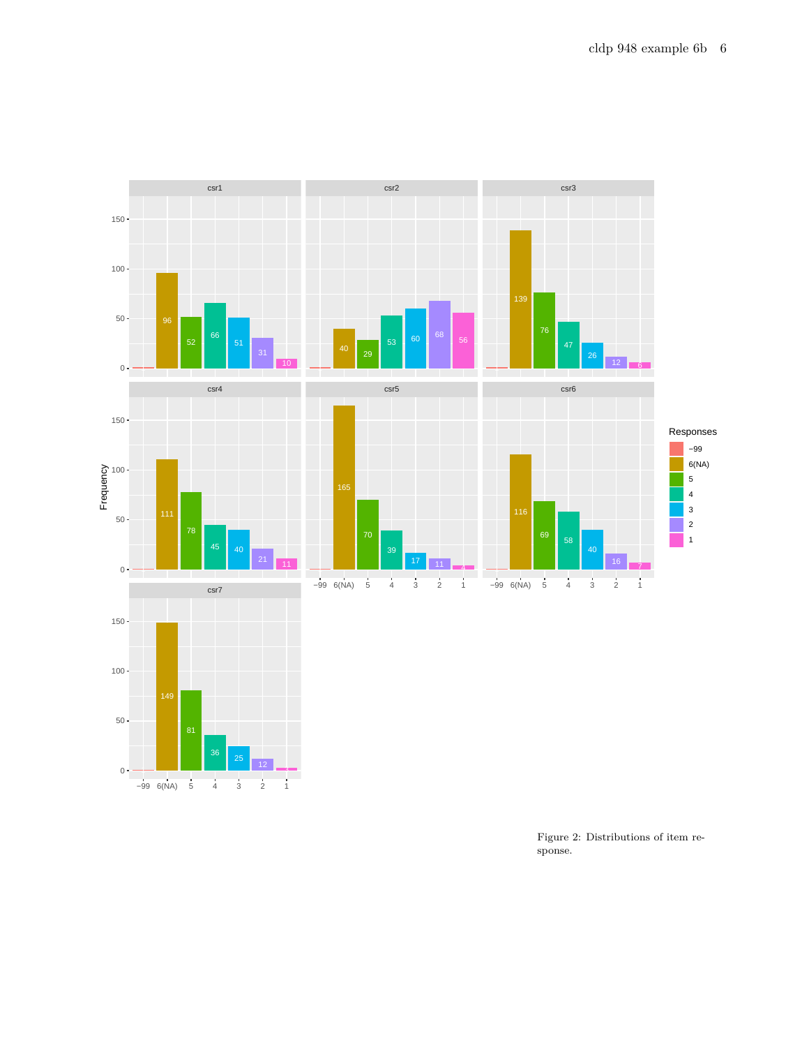Figure 2: Distributions of item response.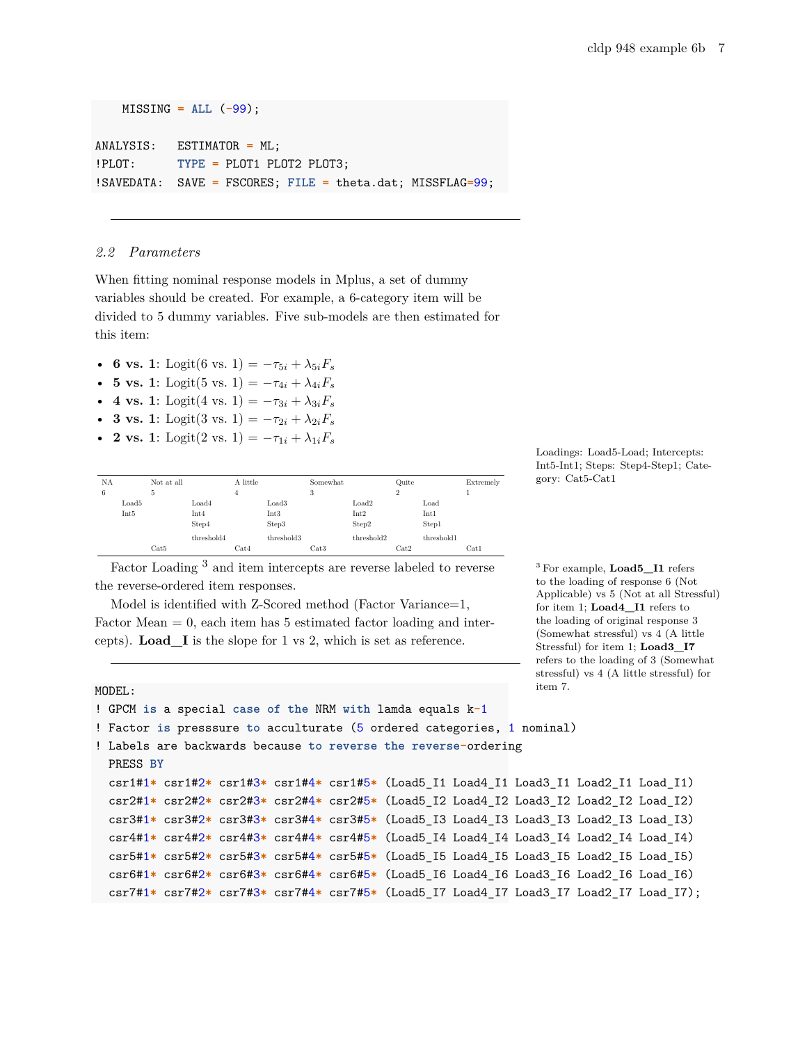```
    MISSING = ALL (-99);

ANALYSIS:   ESTIMATOR = ML;
!PLOT:      TYPE = PLOT1 PLOT2 PLOT3;
!SAVEDATA:  SAVE = FSCORES; FILE = theta.dat; MISSFLAG=99;
```

---

### 2.2 *Parameters*

When fitting nominal response models in Mplus, a set of dummy variables should be created. For example, a 6-category item will be divided to 5 dummy variables. Five sub-models are then estimated for this item:

- **6 vs. 1**: Logit(6 vs. 1) $= -\tau_{5i} + \lambda_{5i}F_s$
- **5 vs. 1**: Logit(5 vs. 1) $= -\tau_{4i} + \lambda_{4i}F_s$
- **4 vs. 1**: Logit(4 vs. 1) $= -\tau_{3i} + \lambda_{3i}F_s$
- **3 vs. 1**: Logit(3 vs. 1) $= -\tau_{2i} + \lambda_{2i}F_s$
- **2 vs. 1**: Logit(2 vs. 1) $= -\tau_{1i} + \lambda_{1i}F_s$

Loadings: Load5-Load; Intercepts: Int5-Int1; Steps: Step4-Step1; Category: Cat5-Cat1

| NA | | Not at all | | A little | | Somewhat | | Quite | | Extremely |
|---|---|---|---|---|---|---|---|---|---|---|
| 6 | | 5 | | 4 | | 3 | | 2 | | 1 |
| | Load5 | | Load4 | | Load3 | | Load2 | | Load | |
| | Int5 | | Int4 | | Int3 | | Int2 | | Int1 | |
| | | | Step4 | | Step3 | | Step2 | | Step1 | |
| | | | threshold4 | | threshold3 | | threshold2 | | threshold1 | |
| | | Cat5 | | Cat4 | | Cat3 | | Cat2 | | Cat1 |

Factor Loading [3] and item intercepts are reverse labeled to reverse the reverse-ordered item responses.

Model is identified with Z-Scored method (Factor Variance=1, Factor Mean = 0, each item has 5 estimated factor loading and intercepts). **Load_I** is the slope for 1 vs 2, which is set as reference.

[3] For example, **Load5_I1** refers to the loading of response 6 (Not Applicable) vs 5 (Not at all Stressful) for item 1; **Load4_I1** refers to the loading of original response 3 (Somewhat stressful) vs 4 (A little Stressful) for item 1; **Load3_I7** refers to the loading of 3 (Somewhat stressful) vs 4 (A little stressful) for item 7.

---

```
MODEL:
! GPCM is a special case of the NRM with lamda equals k-1
! Factor is presssure to acculturate (5 ordered categories, 1 nominal)
! Labels are backwards because to reverse the reverse-ordering
  PRESS BY
  csr1#1* csr1#2* csr1#3* csr1#4* csr1#5* (Load5_I1 Load4_I1 Load3_I1 Load2_I1 Load_I1)
  csr2#1* csr2#2* csr2#3* csr2#4* csr2#5* (Load5_I2 Load4_I2 Load3_I2 Load2_I2 Load_I2)
  csr3#1* csr3#2* csr3#3* csr3#4* csr3#5* (Load5_I3 Load4_I3 Load3_I3 Load2_I3 Load_I3)
  csr4#1* csr4#2* csr4#3* csr4#4* csr4#5* (Load5_I4 Load4_I4 Load3_I4 Load2_I4 Load_I4)
  csr5#1* csr5#2* csr5#3* csr5#4* csr5#5* (Load5_I5 Load4_I5 Load3_I5 Load2_I5 Load_I5)
  csr6#1* csr6#2* csr6#3* csr6#4* csr6#5* (Load5_I6 Load4_I6 Load3_I6 Load2_I6 Load_I6)
  csr7#1* csr7#2* csr7#3* csr7#4* csr7#5* (Load5_I7 Load4_I7 Load3_I7 Load2_I7 Load_I7);
```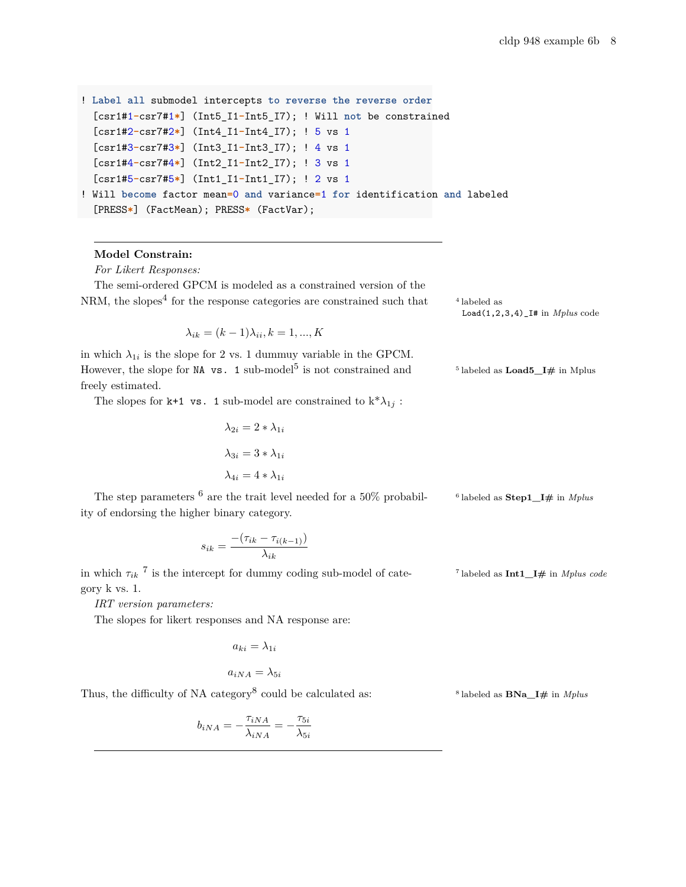```
! Label all submodel intercepts to reverse the reverse order
  [csr1#1-csr7#1*] (Int5_I1-Int5_I7); ! Will not be constrained
  [csr1#2-csr7#2*] (Int4_I1-Int4_I7); ! 5 vs 1
  [csr1#3-csr7#3*] (Int3_I1-Int3_I7); ! 4 vs 1
  [csr1#4-csr7#4*] (Int2_I1-Int2_I7); ! 3 vs 1
  [csr1#5-csr7#5*] (Int1_I1-Int1_I7); ! 2 vs 1
! Will become factor mean=0 and variance=1 for identification and labeled
  [PRESS*] (FactMean); PRESS* (FactVar);
```

---

**Model Constrain:**

*For Likert Responses:*

The semi-ordered GPCM is modeled as a constrained version of the NRM, the slopes[4] for the response categories are constrained such that

[4] labeled as `Load(1,2,3,4)_I#` in *Mplus* code

$$\lambda_{ik} = (k-1)\lambda_{ii}, k = 1, ..., K$$

in which $\lambda_{1i}$ is the slope for 2 vs. 1 dummuy variable in the GPCM. However, the slope for `NA vs. 1` sub-model[5] is not constrained and freely estimated.

[5] labeled as **Load5_I#** in Mplus

The slopes for `k+1 vs. 1` sub-model are constrained to k* $\lambda_{1j}$ :

$$\lambda_{2i} = 2 * \lambda_{1i}$$

$$\lambda_{3i} = 3 * \lambda_{1i}$$

$$\lambda_{4i} = 4 * \lambda_{1i}$$

The step parameters [6] are the trait level needed for a 50% probability of endorsing the higher binary category.

[6] labeled as **Step1_I#** in *Mplus*

$$s_{ik} = \frac{-(\tau_{ik} - \tau_{i(k-1)})}{\lambda_{ik}}$$

in which $\tau_{ik}$ [7] is the intercept for dummy coding sub-model of category k vs. 1.

[7] labeled as **Int1_I#** in *Mplus code*

*IRT version parameters:*

The slopes for likert responses and NA response are:

$$a_{ki} = \lambda_{1i}$$

$$a_{iNA} = \lambda_{5i}$$

Thus, the difficulty of NA category[8] could be calculated as:

[8] labeled as **BNa_I#** in *Mplus*

$$b_{iNA} = -\frac{\tau_{iNA}}{\lambda_{iNA}} = -\frac{\tau_{5i}}{\lambda_{5i}}$$

---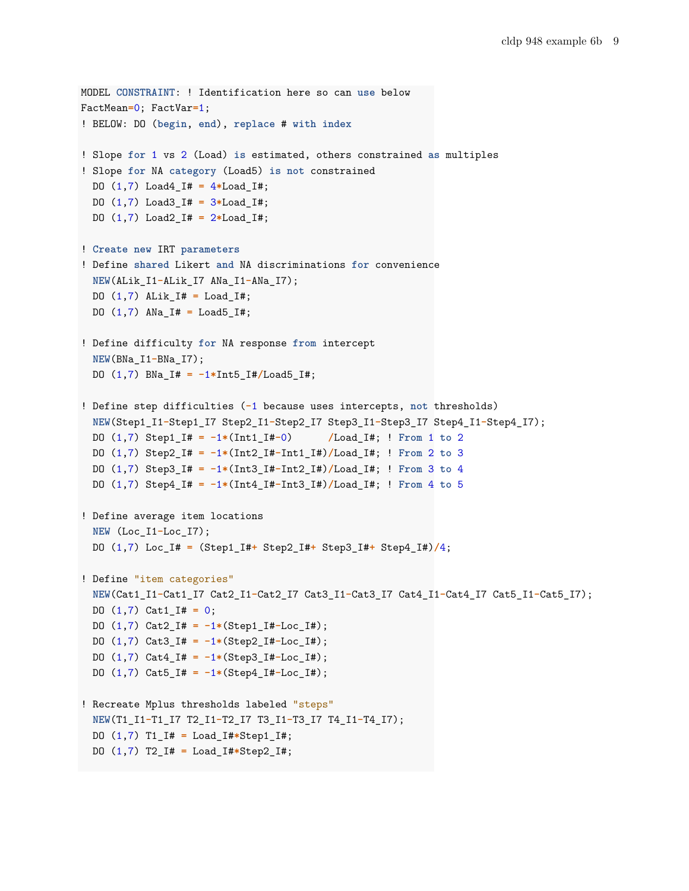```
MODEL CONSTRAINT: ! Identification here so can use below
FactMean=0; FactVar=1;
! BELOW: DO (begin, end), replace # with index

! Slope for 1 vs 2 (Load) is estimated, others constrained as multiples
! Slope for NA category (Load5) is not constrained
  DO (1,7) Load4_I# = 4*Load_I#;
  DO (1,7) Load3_I# = 3*Load_I#;
  DO (1,7) Load2_I# = 2*Load_I#;

! Create new IRT parameters
! Define shared Likert and NA discriminations for convenience
  NEW(ALik_I1-ALik_I7 ANa_I1-ANa_I7);
  DO (1,7) ALik_I# = Load_I#;
  DO (1,7) ANa_I# = Load5_I#;

! Define difficulty for NA response from intercept
  NEW(BNa_I1-BNa_I7);
  DO (1,7) BNa_I# = -1*Int5_I#/Load5_I#;

! Define step difficulties (-1 because uses intercepts, not thresholds)
  NEW(Step1_I1-Step1_I7 Step2_I1-Step2_I7 Step3_I1-Step3_I7 Step4_I1-Step4_I7);
  DO (1,7) Step1_I# = -1*(Int1_I#-0)      /Load_I#; ! From 1 to 2
  DO (1,7) Step2_I# = -1*(Int2_I#-Int1_I#)/Load_I#; ! From 2 to 3
  DO (1,7) Step3_I# = -1*(Int3_I#-Int2_I#)/Load_I#; ! From 3 to 4
  DO (1,7) Step4_I# = -1*(Int4_I#-Int3_I#)/Load_I#; ! From 4 to 5

! Define average item locations
  NEW (Loc_I1-Loc_I7);
  DO (1,7) Loc_I# = (Step1_I#+ Step2_I#+ Step3_I#+ Step4_I#)/4;

! Define "item categories"
  NEW(Cat1_I1-Cat1_I7 Cat2_I1-Cat2_I7 Cat3_I1-Cat3_I7 Cat4_I1-Cat4_I7 Cat5_I1-Cat5_I7);
  DO (1,7) Cat1_I# = 0;
  DO (1,7) Cat2_I# = -1*(Step1_I#-Loc_I#);
  DO (1,7) Cat3_I# = -1*(Step2_I#-Loc_I#);
  DO (1,7) Cat4_I# = -1*(Step3_I#-Loc_I#);
  DO (1,7) Cat5_I# = -1*(Step4_I#-Loc_I#);

! Recreate Mplus thresholds labeled "steps"
  NEW(T1_I1-T1_I7 T2_I1-T2_I7 T3_I1-T3_I7 T4_I1-T4_I7);
  DO (1,7) T1_I# = Load_I#*Step1_I#;
  DO (1,7) T2_I# = Load_I#*Step2_I#;
```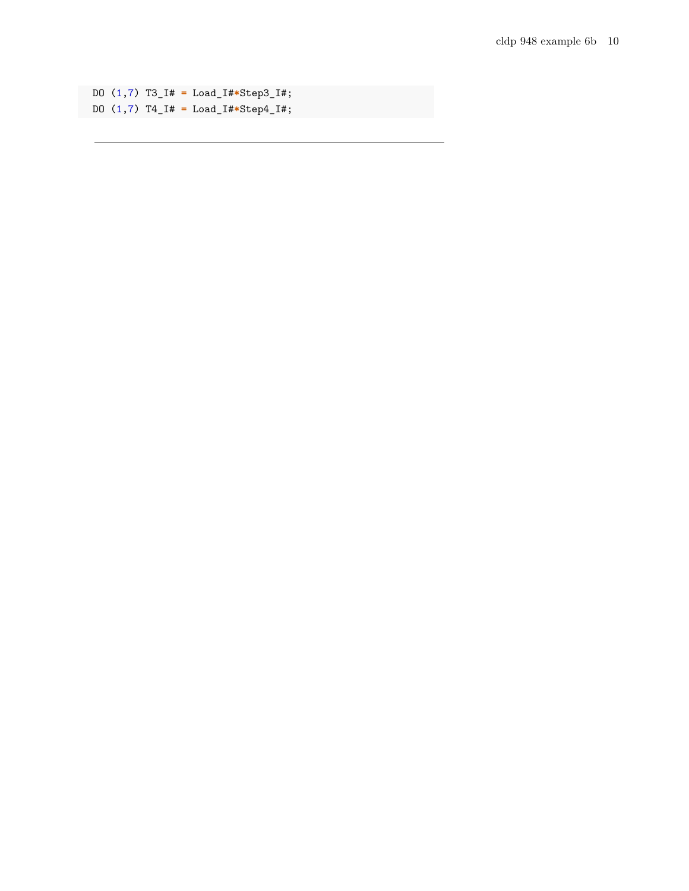```
DO (1,7) T3_I# = Load_I#*Step3_I#;
DO (1,7) T4_I# = Load_I#*Step4_I#;
```

---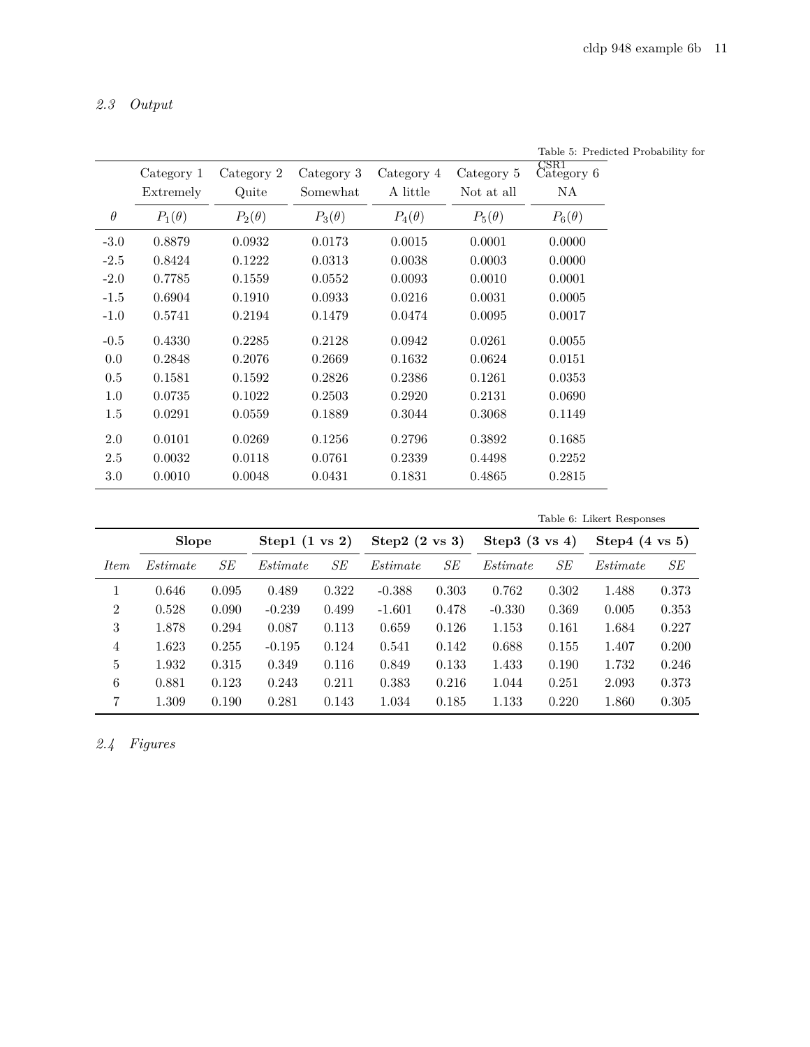### 2.3 Output

Table 5: Predicted Probability for CSR1

| | Category 1 | Category 2 | Category 3 | Category 4 | Category 5 | Category 6 |
|---|---|---|---|---|---|---|
| | Extremely | Quite | Somewhat | A little | Not at all | NA |
| $\theta$ | $P_1(\theta)$ | $P_2(\theta)$ | $P_3(\theta)$ | $P_4(\theta)$ | $P_5(\theta)$ | $P_6(\theta)$ |
| -3.0 | 0.8879 | 0.0932 | 0.0173 | 0.0015 | 0.0001 | 0.0000 |
| -2.5 | 0.8424 | 0.1222 | 0.0313 | 0.0038 | 0.0003 | 0.0000 |
| -2.0 | 0.7785 | 0.1559 | 0.0552 | 0.0093 | 0.0010 | 0.0001 |
| -1.5 | 0.6904 | 0.1910 | 0.0933 | 0.0216 | 0.0031 | 0.0005 |
| -1.0 | 0.5741 | 0.2194 | 0.1479 | 0.0474 | 0.0095 | 0.0017 |
| -0.5 | 0.4330 | 0.2285 | 0.2128 | 0.0942 | 0.0261 | 0.0055 |
| 0.0 | 0.2848 | 0.2076 | 0.2669 | 0.1632 | 0.0624 | 0.0151 |
| 0.5 | 0.1581 | 0.1592 | 0.2826 | 0.2386 | 0.1261 | 0.0353 |
| 1.0 | 0.0735 | 0.1022 | 0.2503 | 0.2920 | 0.2131 | 0.0690 |
| 1.5 | 0.0291 | 0.0559 | 0.1889 | 0.3044 | 0.3068 | 0.1149 |
| 2.0 | 0.0101 | 0.0269 | 0.1256 | 0.2796 | 0.3892 | 0.1685 |
| 2.5 | 0.0032 | 0.0118 | 0.0761 | 0.2339 | 0.4498 | 0.2252 |
| 3.0 | 0.0010 | 0.0048 | 0.0431 | 0.1831 | 0.4865 | 0.2815 |

Table 6: Likert Responses

| | **Slope** | | **Step1 (1 vs 2)** | | **Step2 (2 vs 3)** | | **Step3 (3 vs 4)** | | **Step4 (4 vs 5)** | |
|---|---|---|---|---|---|---|---|---|---|---|
| *Item* | *Estimate* | *SE* | *Estimate* | *SE* | *Estimate* | *SE* | *Estimate* | *SE* | *Estimate* | *SE* |
| 1 | 0.646 | 0.095 | 0.489 | 0.322 | -0.388 | 0.303 | 0.762 | 0.302 | 1.488 | 0.373 |
| 2 | 0.528 | 0.090 | -0.239 | 0.499 | -1.601 | 0.478 | -0.330 | 0.369 | 0.005 | 0.353 |
| 3 | 1.878 | 0.294 | 0.087 | 0.113 | 0.659 | 0.126 | 1.153 | 0.161 | 1.684 | 0.227 |
| 4 | 1.623 | 0.255 | -0.195 | 0.124 | 0.541 | 0.142 | 0.688 | 0.155 | 1.407 | 0.200 |
| 5 | 1.932 | 0.315 | 0.349 | 0.116 | 0.849 | 0.133 | 1.433 | 0.190 | 1.732 | 0.246 |
| 6 | 0.881 | 0.123 | 0.243 | 0.211 | 0.383 | 0.216 | 1.044 | 0.251 | 2.093 | 0.373 |
| 7 | 1.309 | 0.190 | 0.281 | 0.143 | 1.034 | 0.185 | 1.133 | 0.220 | 1.860 | 0.305 |

### 2.4 Figures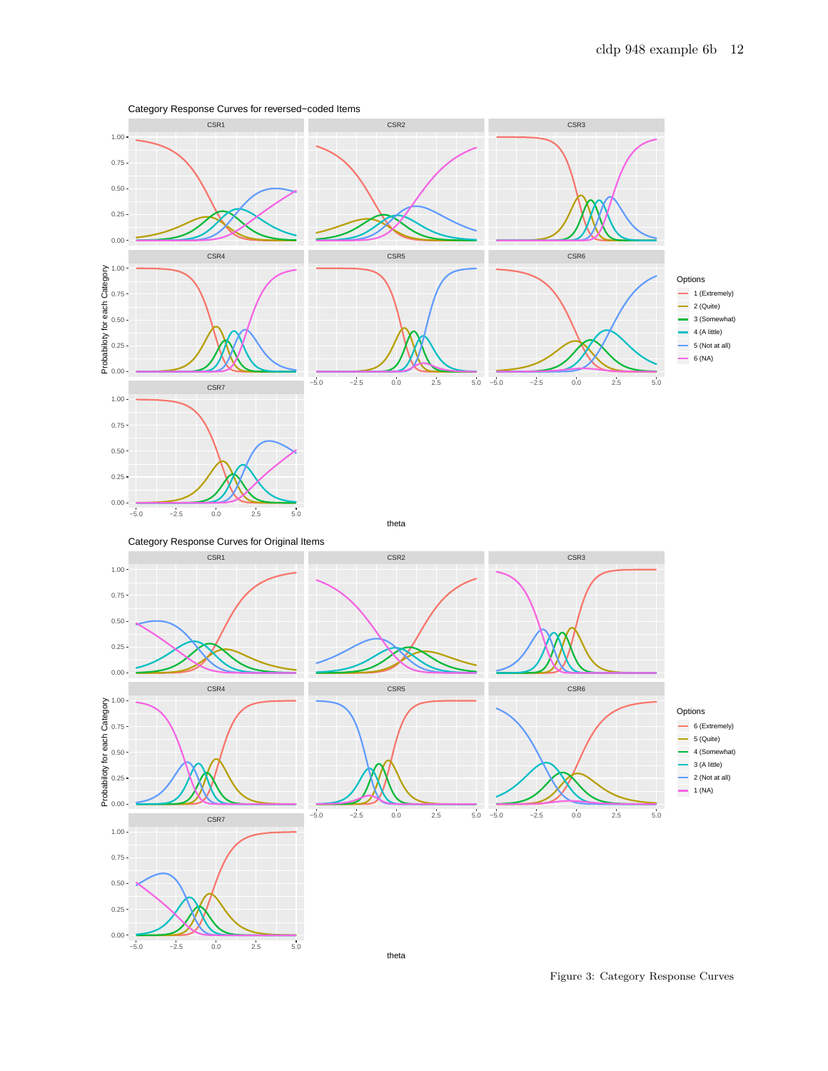Figure 3: Category Response Curves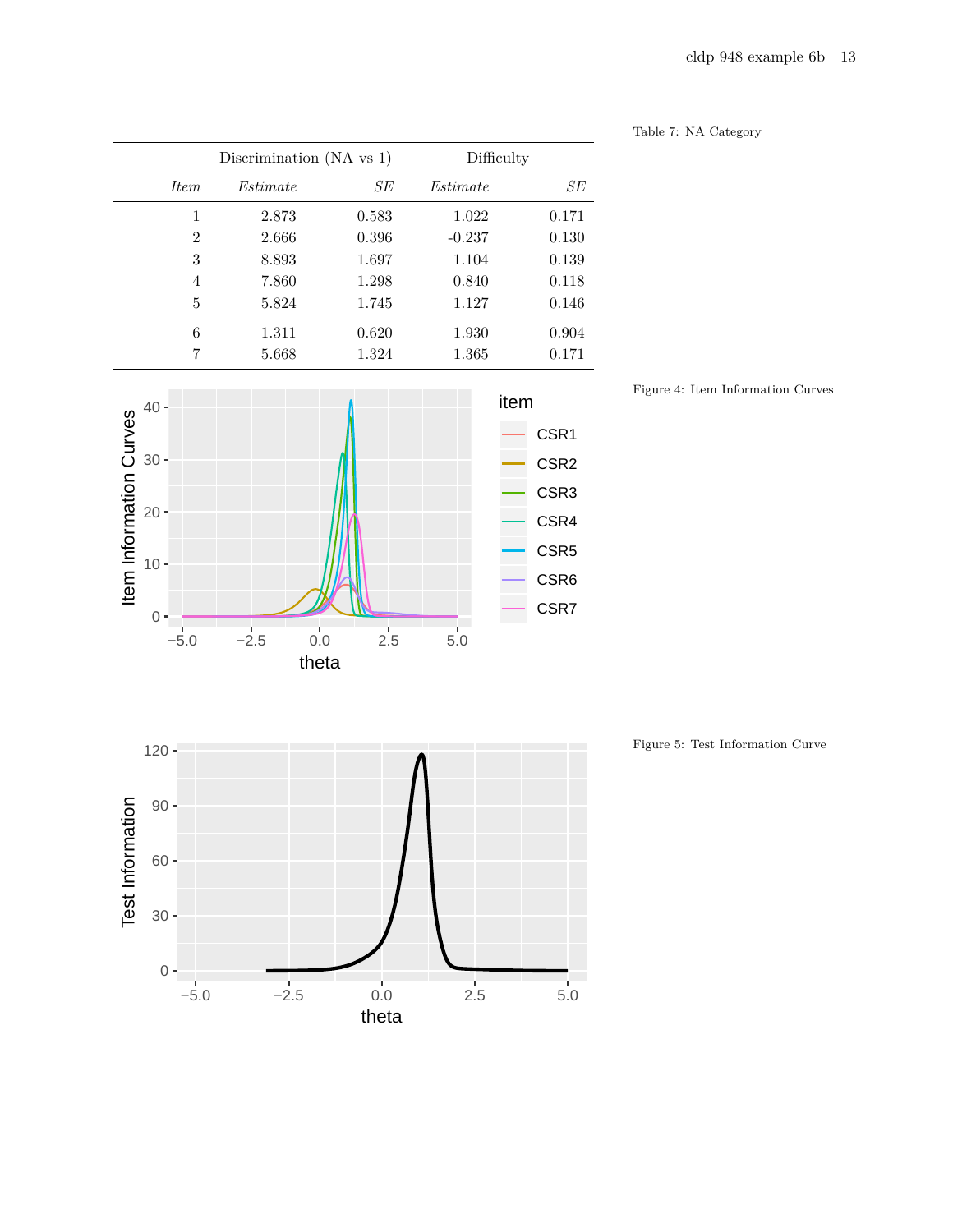Table 7: NA Category

| | Discrimination (NA vs 1) | | Difficulty | |
|---|---|---|---|---|
| *Item* | *Estimate* | *SE* | *Estimate* | *SE* |
| 1 | 2.873 | 0.583 | 1.022 | 0.171 |
| 2 | 2.666 | 0.396 | -0.237 | 0.130 |
| 3 | 8.893 | 1.697 | 1.104 | 0.139 |
| 4 | 7.860 | 1.298 | 0.840 | 0.118 |
| 5 | 5.824 | 1.745 | 1.127 | 0.146 |
| 6 | 1.311 | 0.620 | 1.930 | 0.904 |
| 7 | 5.668 | 1.324 | 1.365 | 0.171 |

Figure 4: Item Information Curves

Figure 5: Test Information Curve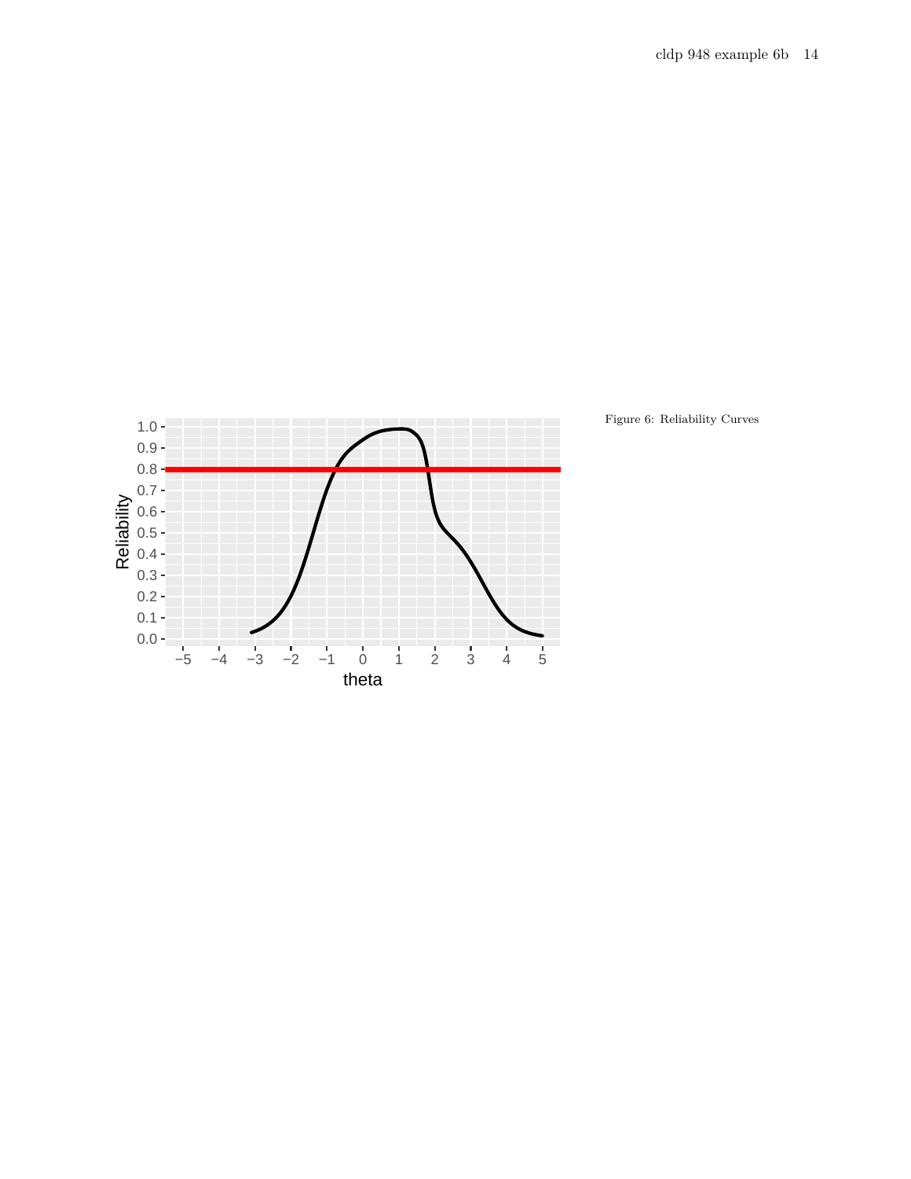Reliability

1.0
0.9
0.8
0.7
0.6
0.5
0.4
0.3
0.2
0.1
0.0

−5 −4 −3 −2 −1 0 1 2 3 4 5

theta

Figure 6: Reliability Curves